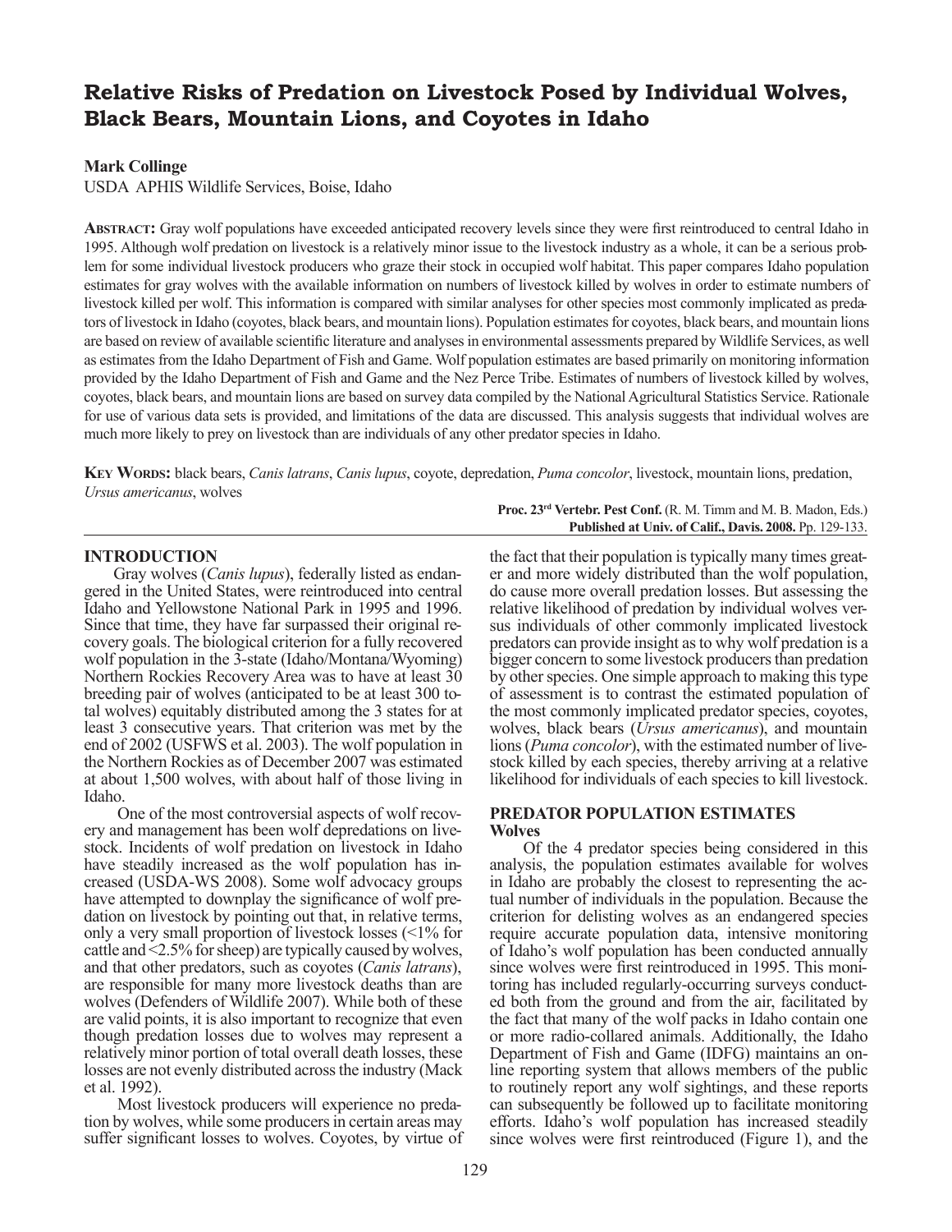# Relative Risks of Predation on Livestock Posed by Individual Wolves, Black Bears, Mountain Lions, and Coyotes in Idaho

**Mark Collinge**

USDA APHIS Wildlife Services, Boise, Idaho

**Abstract:** Gray wolf populations have exceeded anticipated recovery levels since they were first reintroduced to central Idaho in 1995. Although wolf predation on livestock is a relatively minor issue to the livestock industry as a whole, it can be a serious problem for some individual livestock producers who graze their stock in occupied wolf habitat. This paper compares Idaho population estimates for gray wolves with the available information on numbers of livestock killed by wolves in order to estimate numbers of livestock killed per wolf. This information is compared with similar analyses for other species most commonly implicated as predators of livestock in Idaho (coyotes, black bears, and mountain lions). Population estimates for coyotes, black bears, and mountain lions are based on review of available scientific literature and analyses in environmental assessments prepared by Wildlife Services, as well as estimates from the Idaho Department of Fish and Game. Wolf population estimates are based primarily on monitoring information provided by the Idaho Department of Fish and Game and the Nez Perce Tribe. Estimates of numbers of livestock killed by wolves, coyotes, black bears, and mountain lions are based on survey data compiled by the National Agricultural Statistics Service. Rationale for use of various data sets is provided, and limitations of the data are discussed. This analysis suggests that individual wolves are much more likely to prey on livestock than are individuals of any other predator species in Idaho.

**Key Words:** black bears, *Canis latrans*, *Canis lupus*, coyote, depredation, *Puma concolor*, livestock, mountain lions, predation, *Ursus americanus*, wolves

**Proc. 23[rd] Vertebr. Pest Conf.** (R. M. Timm and M. B. Madon, Eds.)
**Published at Univ. of Calif., Davis. 2008.** Pp. 129-133.

## INTRODUCTION

Gray wolves (*Canis lupus*), federally listed as endangered in the United States, were reintroduced into central Idaho and Yellowstone National Park in 1995 and 1996. Since that time, they have far surpassed their original recovery goals. The biological criterion for a fully recovered wolf population in the 3-state (Idaho/Montana/Wyoming) Northern Rockies Recovery Area was to have at least 30 breeding pair of wolves (anticipated to be at least 300 total wolves) equitably distributed among the 3 states for at least 3 consecutive years. That criterion was met by the end of 2002 (USFWS et al. 2003). The wolf population in the Northern Rockies as of December 2007 was estimated at about 1,500 wolves, with about half of those living in Idaho.

One of the most controversial aspects of wolf recovery and management has been wolf depredations on livestock. Incidents of wolf predation on livestock in Idaho have steadily increased as the wolf population has increased (USDA-WS 2008). Some wolf advocacy groups have attempted to downplay the significance of wolf predation on livestock by pointing out that, in relative terms, only a very small proportion of livestock losses (<1% for cattle and <2.5% for sheep) are typically caused by wolves, and that other predators, such as coyotes (*Canis latrans*), are responsible for many more livestock deaths than are wolves (Defenders of Wildlife 2007). While both of these are valid points, it is also important to recognize that even though predation losses due to wolves may represent a relatively minor portion of total overall death losses, these losses are not evenly distributed across the industry (Mack et al. 1992).

Most livestock producers will experience no predation by wolves, while some producers in certain areas may suffer significant losses to wolves. Coyotes, by virtue of the fact that their population is typically many times greater and more widely distributed than the wolf population, do cause more overall predation losses. But assessing the relative likelihood of predation by individual wolves versus individuals of other commonly implicated livestock predators can provide insight as to why wolf predation is a bigger concern to some livestock producers than predation by other species. One simple approach to making this type of assessment is to contrast the estimated population of the most commonly implicated predator species, coyotes, wolves, black bears (*Ursus americanus*), and mountain lions (*Puma concolor*), with the estimated number of livestock killed by each species, thereby arriving at a relative likelihood for individuals of each species to kill livestock.

## PREDATOR POPULATION ESTIMATES

### Wolves

Of the 4 predator species being considered in this analysis, the population estimates available for wolves in Idaho are probably the closest to representing the actual number of individuals in the population. Because the criterion for delisting wolves as an endangered species require accurate population data, intensive monitoring of Idaho's wolf population has been conducted annually since wolves were first reintroduced in 1995. This monitoring has included regularly-occurring surveys conducted both from the ground and from the air, facilitated by the fact that many of the wolf packs in Idaho contain one or more radio-collared animals. Additionally, the Idaho Department of Fish and Game (IDFG) maintains an online reporting system that allows members of the public to routinely report any wolf sightings, and these reports can subsequently be followed up to facilitate monitoring efforts. Idaho's wolf population has increased steadily since wolves were first reintroduced (Figure 1), and the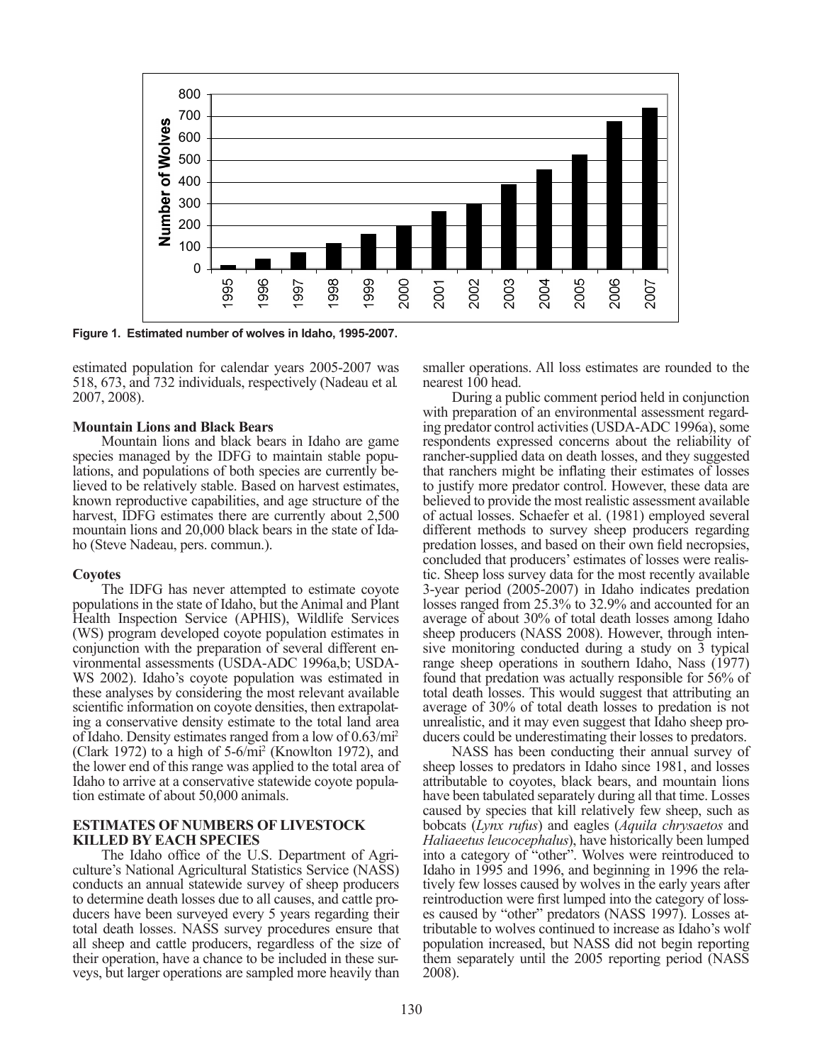Figure 1. Estimated number of wolves in Idaho, 1995-2007.

estimated population for calendar years 2005-2007 was 518, 673, and 732 individuals, respectively (Nadeau et al. 2007, 2008).

### Mountain Lions and Black Bears

Mountain lions and black bears in Idaho are game species managed by the IDFG to maintain stable populations, and populations of both species are currently believed to be relatively stable. Based on harvest estimates, known reproductive capabilities, and age structure of the harvest, IDFG estimates there are currently about 2,500 mountain lions and 20,000 black bears in the state of Idaho (Steve Nadeau, pers. commun.).

### Coyotes

The IDFG has never attempted to estimate coyote populations in the state of Idaho, but the Animal and Plant Health Inspection Service (APHIS), Wildlife Services (WS) program developed coyote population estimates in conjunction with the preparation of several different environmental assessments (USDA-ADC 1996a,b; USDA-WS 2002). Idaho's coyote population was estimated in these analyses by considering the most relevant available scientific information on coyote densities, then extrapolating a conservative density estimate to the total land area of Idaho. Density estimates ranged from a low of 0.63/mi$^2$ (Clark 1972) to a high of 5-6/mi$^2$ (Knowlton 1972), and the lower end of this range was applied to the total area of Idaho to arrive at a conservative statewide coyote population estimate of about 50,000 animals.

## ESTIMATES OF NUMBERS OF LIVESTOCK KILLED BY EACH SPECIES

The Idaho office of the U.S. Department of Agriculture's National Agricultural Statistics Service (NASS) conducts an annual statewide survey of sheep producers to determine death losses due to all causes, and cattle producers have been surveyed every 5 years regarding their total death losses. NASS survey procedures ensure that all sheep and cattle producers, regardless of the size of their operation, have a chance to be included in these surveys, but larger operations are sampled more heavily than smaller operations. All loss estimates are rounded to the nearest 100 head.

During a public comment period held in conjunction with preparation of an environmental assessment regarding predator control activities (USDA-ADC 1996a), some respondents expressed concerns about the reliability of rancher-supplied data on death losses, and they suggested that ranchers might be inflating their estimates of losses to justify more predator control. However, these data are believed to provide the most realistic assessment available of actual losses. Schaefer et al. (1981) employed several different methods to survey sheep producers regarding predation losses, and based on their own field necropsies, concluded that producers' estimates of losses were realistic. Sheep loss survey data for the most recently available 3-year period (2005-2007) in Idaho indicates predation losses ranged from 25.3% to 32.9% and accounted for an average of about 30% of total death losses among Idaho sheep producers (NASS 2008). However, through intensive monitoring conducted during a study on 3 typical range sheep operations in southern Idaho, Nass (1977) found that predation was actually responsible for 56% of total death losses. This would suggest that attributing an average of 30% of total death losses to predation is not unrealistic, and it may even suggest that Idaho sheep producers could be underestimating their losses to predators.

NASS has been conducting their annual survey of sheep losses to predators in Idaho since 1981, and losses attributable to coyotes, black bears, and mountain lions have been tabulated separately during all that time. Losses caused by species that kill relatively few sheep, such as bobcats (*Lynx rufus*) and eagles (*Aquila chrysaetos* and *Haliaeetus leucocephalus*), have historically been lumped into a category of "other". Wolves were reintroduced to Idaho in 1995 and 1996, and beginning in 1996 the relatively few losses caused by wolves in the early years after reintroduction were first lumped into the category of losses caused by "other" predators (NASS 1997). Losses attributable to wolves continued to increase as Idaho's wolf population increased, but NASS did not begin reporting them separately until the 2005 reporting period (NASS 2008).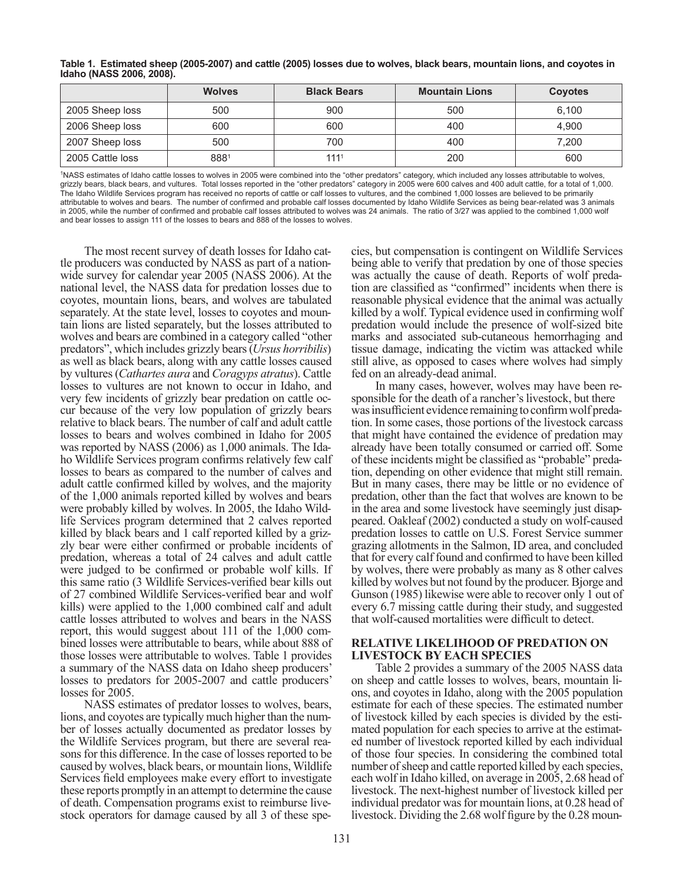**Table 1. Estimated sheep (2005-2007) and cattle (2005) losses due to wolves, black bears, mountain lions, and coyotes in Idaho (NASS 2006, 2008).**

| | Wolves | Black Bears | Mountain Lions | Coyotes |
|---|---|---|---|---|
| 2005 Sheep loss | 500 | 900 | 500 | 6,100 |
| 2006 Sheep loss | 600 | 600 | 400 | 4,900 |
| 2007 Sheep loss | 500 | 700 | 400 | 7,200 |
| 2005 Cattle loss | 888[1] | 111[1] | 200 | 600 |

[1]NASS estimates of Idaho cattle losses to wolves in 2005 were combined into the "other predators" category, which included any losses attributable to wolves, grizzly bears, black bears, and vultures. Total losses reported in the "other predators" category in 2005 were 600 calves and 400 adult cattle, for a total of 1,000. The Idaho Wildlife Services program has received no reports of cattle or calf losses to vultures, and the combined 1,000 losses are believed to be primarily attributable to wolves and bears. The number of confirmed and probable calf losses documented by Idaho Wildlife Services as being bear-related was 3 animals in 2005, while the number of confirmed and probable calf losses attributed to wolves was 24 animals. The ratio of 3/27 was applied to the combined 1,000 wolf and bear losses to assign 111 of the losses to bears and 888 of the losses to wolves.

The most recent survey of death losses for Idaho cattle producers was conducted by NASS as part of a nationwide survey for calendar year 2005 (NASS 2006). At the national level, the NASS data for predation losses due to coyotes, mountain lions, bears, and wolves are tabulated separately. At the state level, losses to coyotes and mountain lions are listed separately, but the losses attributed to wolves and bears are combined in a category called "other predators", which includes grizzly bears (*Ursus horribilis*) as well as black bears, along with any cattle losses caused by vultures (*Cathartes aura* and *Coragyps atratus*). Cattle losses to vultures are not known to occur in Idaho, and very few incidents of grizzly bear predation on cattle occur because of the very low population of grizzly bears relative to black bears. The number of calf and adult cattle losses to bears and wolves combined in Idaho for 2005 was reported by NASS (2006) as 1,000 animals. The Idaho Wildlife Services program confirms relatively few calf losses to bears as compared to the number of calves and adult cattle confirmed killed by wolves, and the majority of the 1,000 animals reported killed by wolves and bears were probably killed by wolves. In 2005, the Idaho Wildlife Services program determined that 2 calves reported killed by black bears and 1 calf reported killed by a grizzly bear were either confirmed or probable incidents of predation, whereas a total of 24 calves and adult cattle were judged to be confirmed or probable wolf kills. If this same ratio (3 Wildlife Services-verified bear kills out of 27 combined Wildlife Services-verified bear and wolf kills) were applied to the 1,000 combined calf and adult cattle losses attributed to wolves and bears in the NASS report, this would suggest about 111 of the 1,000 combined losses were attributable to bears, while about 888 of those losses were attributable to wolves. Table 1 provides a summary of the NASS data on Idaho sheep producers' losses to predators for 2005-2007 and cattle producers' losses for 2005.

NASS estimates of predator losses to wolves, bears, lions, and coyotes are typically much higher than the number of losses actually documented as predator losses by the Wildlife Services program, but there are several reasons for this difference. In the case of losses reported to be caused by wolves, black bears, or mountain lions, Wildlife Services field employees make every effort to investigate these reports promptly in an attempt to determine the cause of death. Compensation programs exist to reimburse livestock operators for damage caused by all 3 of these species, but compensation is contingent on Wildlife Services being able to verify that predation by one of those species was actually the cause of death. Reports of wolf predation are classified as "confirmed" incidents when there is reasonable physical evidence that the animal was actually killed by a wolf. Typical evidence used in confirming wolf predation would include the presence of wolf-sized bite marks and associated sub-cutaneous hemorrhaging and tissue damage, indicating the victim was attacked while still alive, as opposed to cases where wolves had simply fed on an already-dead animal.

In many cases, however, wolves may have been responsible for the death of a rancher's livestock, but there was insufficient evidence remaining to confirm wolf predation. In some cases, those portions of the livestock carcass that might have contained the evidence of predation may already have been totally consumed or carried off. Some of these incidents might be classified as "probable" predation, depending on other evidence that might still remain. But in many cases, there may be little or no evidence of predation, other than the fact that wolves are known to be in the area and some livestock have seemingly just disappeared. Oakleaf (2002) conducted a study on wolf-caused predation losses to cattle on U.S. Forest Service summer grazing allotments in the Salmon, ID area, and concluded that for every calf found and confirmed to have been killed by wolves, there were probably as many as 8 other calves killed by wolves but not found by the producer. Bjorge and Gunson (1985) likewise were able to recover only 1 out of every 6.7 missing cattle during their study, and suggested that wolf-caused mortalities were difficult to detect.

## RELATIVE LIKELIHOOD OF PREDATION ON LIVESTOCK BY EACH SPECIES

Table 2 provides a summary of the 2005 NASS data on sheep and cattle losses to wolves, bears, mountain lions, and coyotes in Idaho, along with the 2005 population estimate for each of these species. The estimated number of livestock killed by each species is divided by the estimated population for each species to arrive at the estimated number of livestock reported killed by each individual of those four species. In considering the combined total number of sheep and cattle reported killed by each species, each wolf in Idaho killed, on average in 2005, 2.68 head of livestock. The next-highest number of livestock killed per individual predator was for mountain lions, at 0.28 head of livestock. Dividing the 2.68 wolf figure by the 0.28 moun-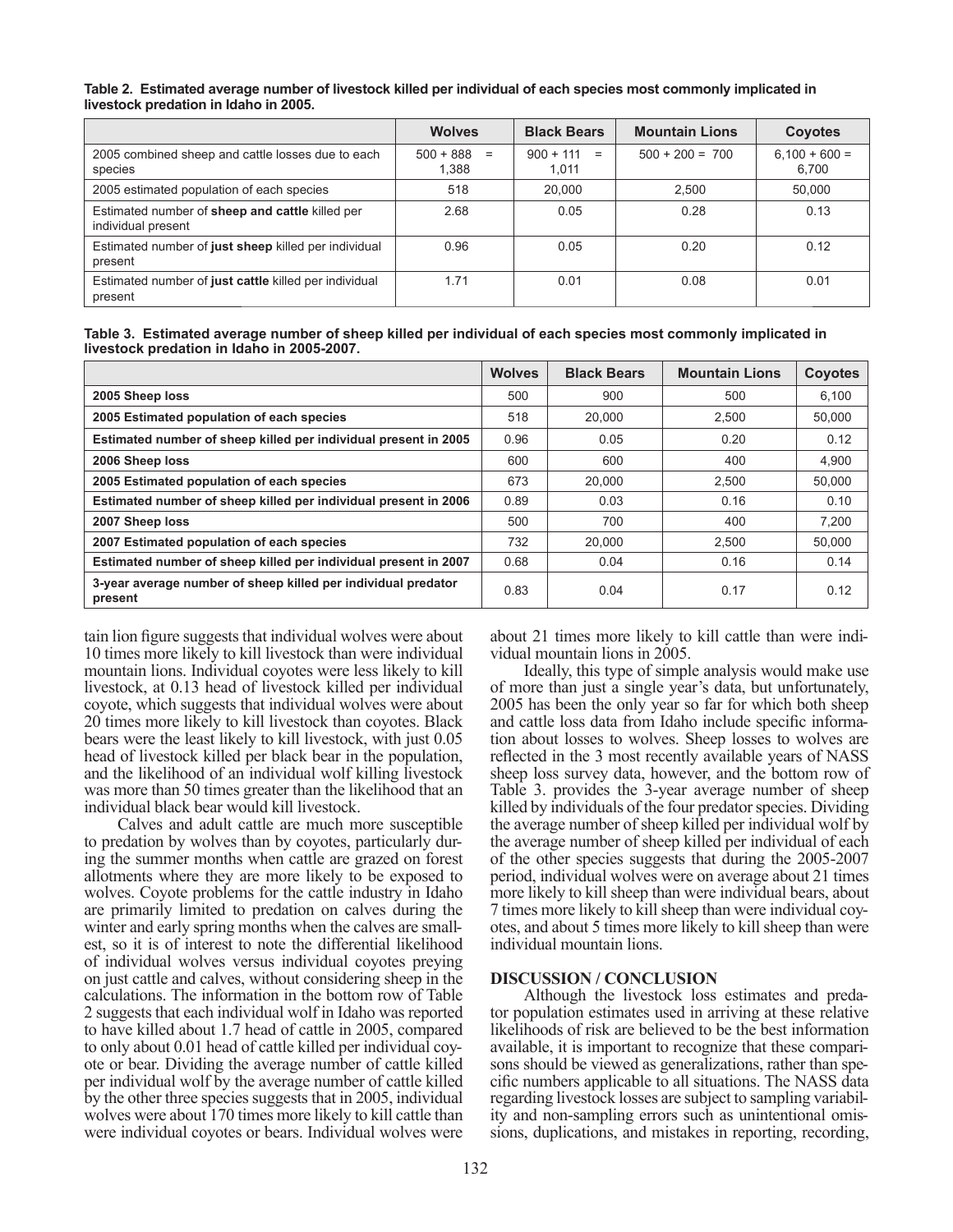**Table 2. Estimated average number of livestock killed per individual of each species most commonly implicated in livestock predation in Idaho in 2005.**

| | Wolves | Black Bears | Mountain Lions | Coyotes |
|---|---|---|---|---|
| 2005 combined sheep and cattle losses due to each species | 500 + 888 = 1,388 | 900 + 111 = 1,011 | 500 + 200 = 700 | 6,100 + 600 = 6,700 |
| 2005 estimated population of each species | 518 | 20,000 | 2,500 | 50,000 |
| Estimated number of **sheep and cattle** killed per individual present | 2.68 | 0.05 | 0.28 | 0.13 |
| Estimated number of **just sheep** killed per individual present | 0.96 | 0.05 | 0.20 | 0.12 |
| Estimated number of **just cattle** killed per individual present | 1.71 | 0.01 | 0.08 | 0.01 |

**Table 3. Estimated average number of sheep killed per individual of each species most commonly implicated in livestock predation in Idaho in 2005-2007.**

| | Wolves | Black Bears | Mountain Lions | Coyotes |
|---|---|---|---|---|
| **2005 Sheep loss** | 500 | 900 | 500 | 6,100 |
| **2005 Estimated population of each species** | 518 | 20,000 | 2,500 | 50,000 |
| **Estimated number of sheep killed per individual present in 2005** | 0.96 | 0.05 | 0.20 | 0.12 |
| **2006 Sheep loss** | 600 | 600 | 400 | 4,900 |
| **2005 Estimated population of each species** | 673 | 20,000 | 2,500 | 50,000 |
| **Estimated number of sheep killed per individual present in 2006** | 0.89 | 0.03 | 0.16 | 0.10 |
| **2007 Sheep loss** | 500 | 700 | 400 | 7,200 |
| **2007 Estimated population of each species** | 732 | 20,000 | 2,500 | 50,000 |
| **Estimated number of sheep killed per individual present in 2007** | 0.68 | 0.04 | 0.16 | 0.14 |
| **3-year average number of sheep killed per individual predator present** | 0.83 | 0.04 | 0.17 | 0.12 |

tain lion figure suggests that individual wolves were about 10 times more likely to kill livestock than were individual mountain lions. Individual coyotes were less likely to kill livestock, at 0.13 head of livestock killed per individual coyote, which suggests that individual wolves were about 20 times more likely to kill livestock than coyotes. Black bears were the least likely to kill livestock, with just 0.05 head of livestock killed per black bear in the population, and the likelihood of an individual wolf killing livestock was more than 50 times greater than the likelihood that an individual black bear would kill livestock.

Calves and adult cattle are much more susceptible to predation by wolves than by coyotes, particularly during the summer months when cattle are grazed on forest allotments where they are more likely to be exposed to wolves. Coyote problems for the cattle industry in Idaho are primarily limited to predation on calves during the winter and early spring months when the calves are smallest, so it is of interest to note the differential likelihood of individual wolves versus individual coyotes preying on just cattle and calves, without considering sheep in the calculations. The information in the bottom row of Table 2 suggests that each individual wolf in Idaho was reported to have killed about 1.7 head of cattle in 2005, compared to only about 0.01 head of cattle killed per individual coyote or bear. Dividing the average number of cattle killed per individual wolf by the average number of cattle killed by the other three species suggests that in 2005, individual wolves were about 170 times more likely to kill cattle than were individual coyotes or bears. Individual wolves were about 21 times more likely to kill cattle than were individual mountain lions in 2005.

Ideally, this type of simple analysis would make use of more than just a single year's data, but unfortunately, 2005 has been the only year so far for which both sheep and cattle loss data from Idaho include specific information about losses to wolves. Sheep losses to wolves are reflected in the 3 most recently available years of NASS sheep loss survey data, however, and the bottom row of Table 3. provides the 3-year average number of sheep killed by individuals of the four predator species. Dividing the average number of sheep killed per individual wolf by the average number of sheep killed per individual of each of the other species suggests that during the 2005-2007 period, individual wolves were on average about 21 times more likely to kill sheep than were individual bears, about 7 times more likely to kill sheep than were individual coyotes, and about 5 times more likely to kill sheep than were individual mountain lions.

## DISCUSSION / CONCLUSION

Although the livestock loss estimates and predator population estimates used in arriving at these relative likelihoods of risk are believed to be the best information available, it is important to recognize that these comparisons should be viewed as generalizations, rather than specific numbers applicable to all situations. The NASS data regarding livestock losses are subject to sampling variability and non-sampling errors such as unintentional omissions, duplications, and mistakes in reporting, recording,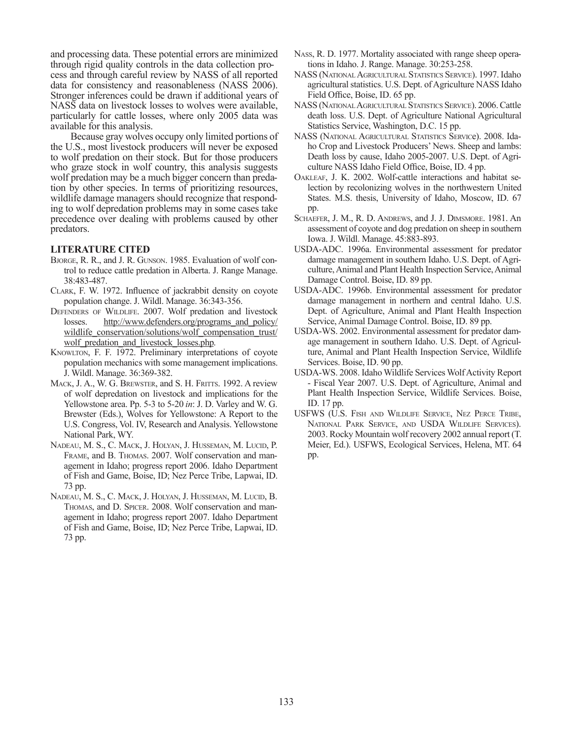and processing data. These potential errors are minimized through rigid quality controls in the data collection process and through careful review by NASS of all reported data for consistency and reasonableness (NASS 2006). Stronger inferences could be drawn if additional years of NASS data on livestock losses to wolves were available, particularly for cattle losses, where only 2005 data was available for this analysis.

Because gray wolves occupy only limited portions of the U.S., most livestock producers will never be exposed to wolf predation on their stock. But for those producers who graze stock in wolf country, this analysis suggests wolf predation may be a much bigger concern than predation by other species. In terms of prioritizing resources, wildlife damage managers should recognize that responding to wolf depredation problems may in some cases take precedence over dealing with problems caused by other predators.

## LITERATURE CITED

Bjorge, R. R., and J. R. Gunson. 1985. Evaluation of wolf control to reduce cattle predation in Alberta. J. Range Manage. 38:483-487.

Clark, F. W. 1972. Influence of jackrabbit density on coyote population change. J. Wildl. Manage. 36:343-356.

Defenders of Wildlife. 2007. Wolf predation and livestock losses. http://www.defenders.org/programs_and_policy/wildlife_conservation/solutions/wolf_compensation_trust/wolf_predation_and_livestock_losses.php.

Knowlton, F. F. 1972. Preliminary interpretations of coyote population mechanics with some management implications. J. Wildl. Manage. 36:369-382.

Mack, J. A., W. G. Brewster, and S. H. Fritts. 1992. A review of wolf depredation on livestock and implications for the Yellowstone area. Pp. 5-3 to 5-20 *in*: J. D. Varley and W. G. Brewster (Eds.), Wolves for Yellowstone: A Report to the U.S. Congress, Vol. IV, Research and Analysis. Yellowstone National Park, WY.

Nadeau, M. S., C. Mack, J. Holyan, J. Husseman, M. Lucid, P. Frame, and B. Thomas. 2007. Wolf conservation and management in Idaho; progress report 2006. Idaho Department of Fish and Game, Boise, ID; Nez Perce Tribe, Lapwai, ID. 73 pp.

Nadeau, M. S., C. Mack, J. Holyan, J. Husseman, M. Lucid, B. Thomas, and D. Spicer. 2008. Wolf conservation and management in Idaho; progress report 2007. Idaho Department of Fish and Game, Boise, ID; Nez Perce Tribe, Lapwai, ID. 73 pp.

Nass, R. D. 1977. Mortality associated with range sheep operations in Idaho. J. Range. Manage. 30:253-258.

NASS (National Agricultural Statistics Service). 1997. Idaho agricultural statistics. U.S. Dept. of Agriculture NASS Idaho Field Office, Boise, ID. 65 pp.

NASS (National Agricultural Statistics Service). 2006. Cattle death loss. U.S. Dept. of Agriculture National Agricultural Statistics Service, Washington, D.C. 15 pp.

NASS (National Agricultural Statistics Service). 2008. Idaho Crop and Livestock Producers' News. Sheep and lambs: Death loss by cause, Idaho 2005-2007. U.S. Dept. of Agriculture NASS Idaho Field Office, Boise, ID. 4 pp.

Oakleaf, J. K. 2002. Wolf-cattle interactions and habitat selection by recolonizing wolves in the northwestern United States. M.S. thesis, University of Idaho, Moscow, ID. 67 pp.

Schaefer, J. M., R. D. Andrews, and J. J. Dimsmore. 1981. An assessment of coyote and dog predation on sheep in southern Iowa. J. Wildl. Manage. 45:883-893.

USDA-ADC. 1996a. Environmental assessment for predator damage management in southern Idaho. U.S. Dept. of Agriculture, Animal and Plant Health Inspection Service, Animal Damage Control. Boise, ID. 89 pp.

USDA-ADC. 1996b. Environmental assessment for predator damage management in northern and central Idaho. U.S. Dept. of Agriculture, Animal and Plant Health Inspection Service, Animal Damage Control. Boise, ID. 89 pp.

USDA-WS. 2002. Environmental assessment for predator damage management in southern Idaho. U.S. Dept. of Agriculture, Animal and Plant Health Inspection Service, Wildlife Services. Boise, ID. 90 pp.

USDA-WS. 2008. Idaho Wildlife Services Wolf Activity Report - Fiscal Year 2007. U.S. Dept. of Agriculture, Animal and Plant Health Inspection Service, Wildlife Services. Boise, ID. 17 pp.

USFWS (U.S. Fish and Wildlife Service, Nez Perce Tribe, National Park Service, and USDA Wildlife Services). 2003. Rocky Mountain wolf recovery 2002 annual report (T. Meier, Ed.). USFWS, Ecological Services, Helena, MT. 64 pp.